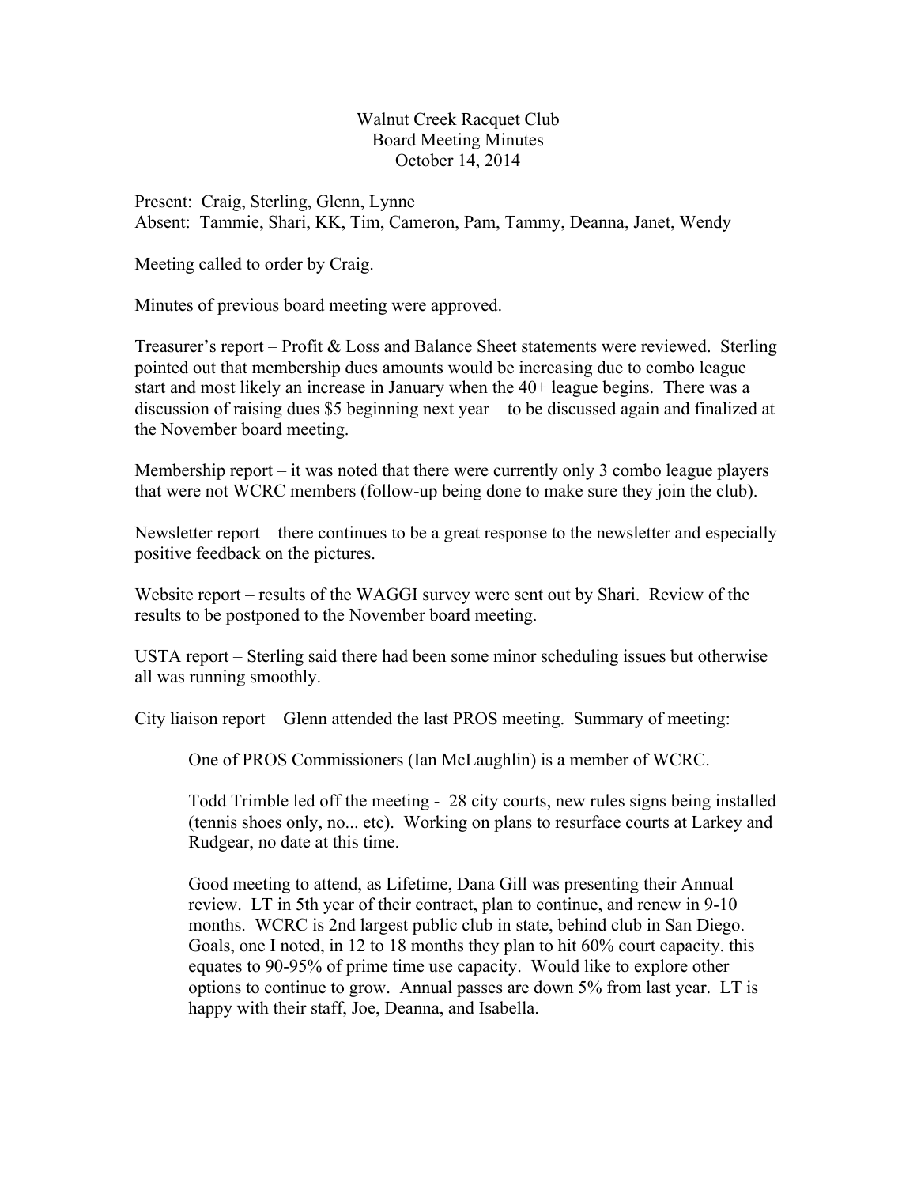Walnut Creek Racquet Club
Board Meeting Minutes
October 14, 2014

Present: Craig, Sterling, Glenn, Lynne
Absent: Tammie, Shari, KK, Tim, Cameron, Pam, Tammy, Deanna, Janet, Wendy

Meeting called to order by Craig.

Minutes of previous board meeting were approved.

Treasurer's report – Profit & Loss and Balance Sheet statements were reviewed. Sterling pointed out that membership dues amounts would be increasing due to combo league start and most likely an increase in January when the 40+ league begins. There was a discussion of raising dues $5 beginning next year – to be discussed again and finalized at the November board meeting.

Membership report – it was noted that there were currently only 3 combo league players that were not WCRC members (follow-up being done to make sure they join the club).

Newsletter report – there continues to be a great response to the newsletter and especially positive feedback on the pictures.

Website report – results of the WAGGI survey were sent out by Shari. Review of the results to be postponed to the November board meeting.

USTA report – Sterling said there had been some minor scheduling issues but otherwise all was running smoothly.

City liaison report – Glenn attended the last PROS meeting. Summary of meeting:

> One of PROS Commissioners (Ian McLaughlin) is a member of WCRC.
>
> Todd Trimble led off the meeting - 28 city courts, new rules signs being installed (tennis shoes only, no... etc). Working on plans to resurface courts at Larkey and Rudgear, no date at this time.
>
> Good meeting to attend, as Lifetime, Dana Gill was presenting their Annual review. LT in 5th year of their contract, plan to continue, and renew in 9-10 months. WCRC is 2nd largest public club in state, behind club in San Diego. Goals, one I noted, in 12 to 18 months they plan to hit 60% court capacity. this equates to 90-95% of prime time use capacity. Would like to explore other options to continue to grow. Annual passes are down 5% from last year. LT is happy with their staff, Joe, Deanna, and Isabella.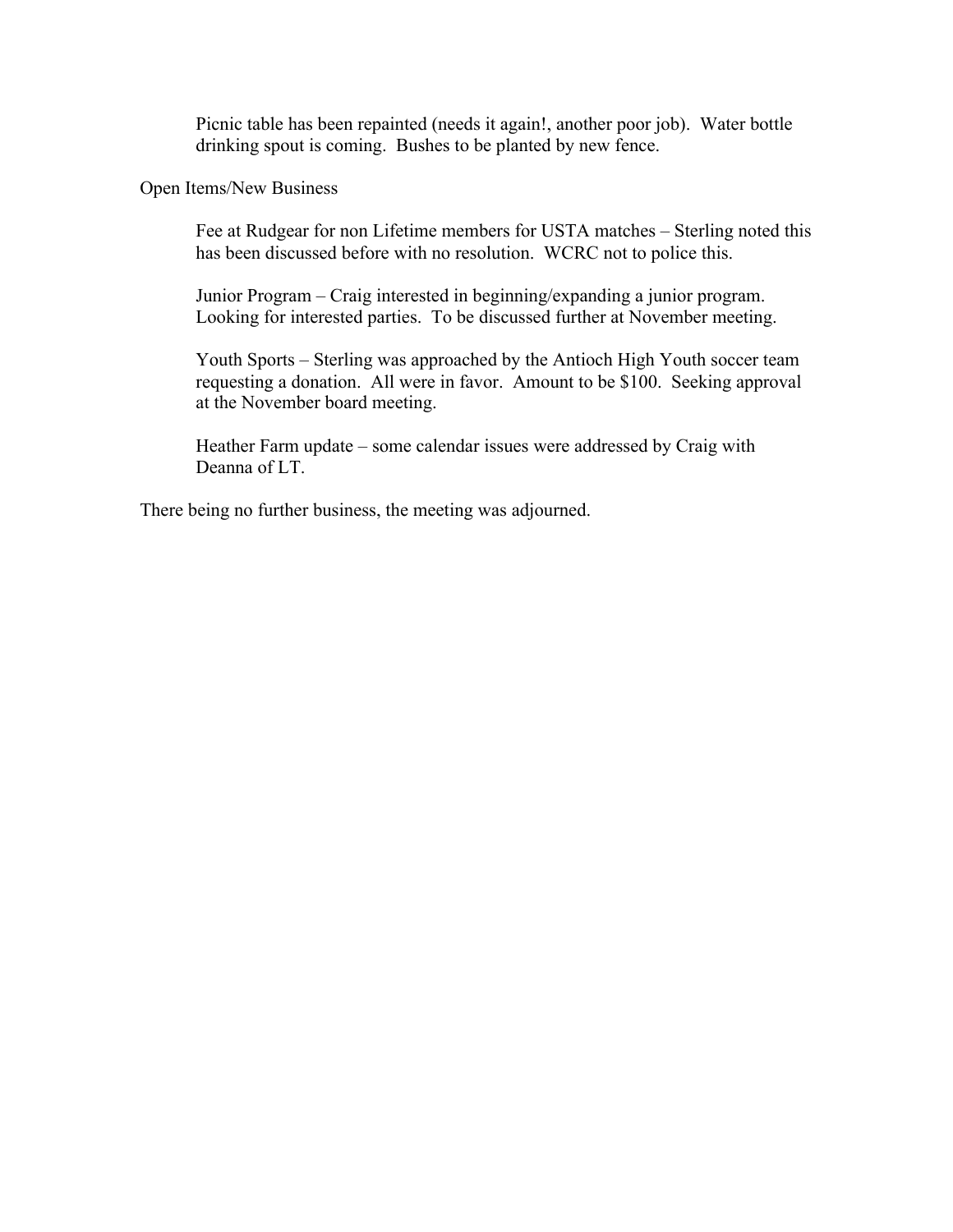Picnic table has been repainted (needs it again!, another poor job). Water bottle drinking spout is coming. Bushes to be planted by new fence.

Open Items/New Business

Fee at Rudgear for non Lifetime members for USTA matches – Sterling noted this has been discussed before with no resolution. WCRC not to police this.

Junior Program – Craig interested in beginning/expanding a junior program. Looking for interested parties. To be discussed further at November meeting.

Youth Sports – Sterling was approached by the Antioch High Youth soccer team requesting a donation. All were in favor. Amount to be $100. Seeking approval at the November board meeting.

Heather Farm update – some calendar issues were addressed by Craig with Deanna of LT.

There being no further business, the meeting was adjourned.